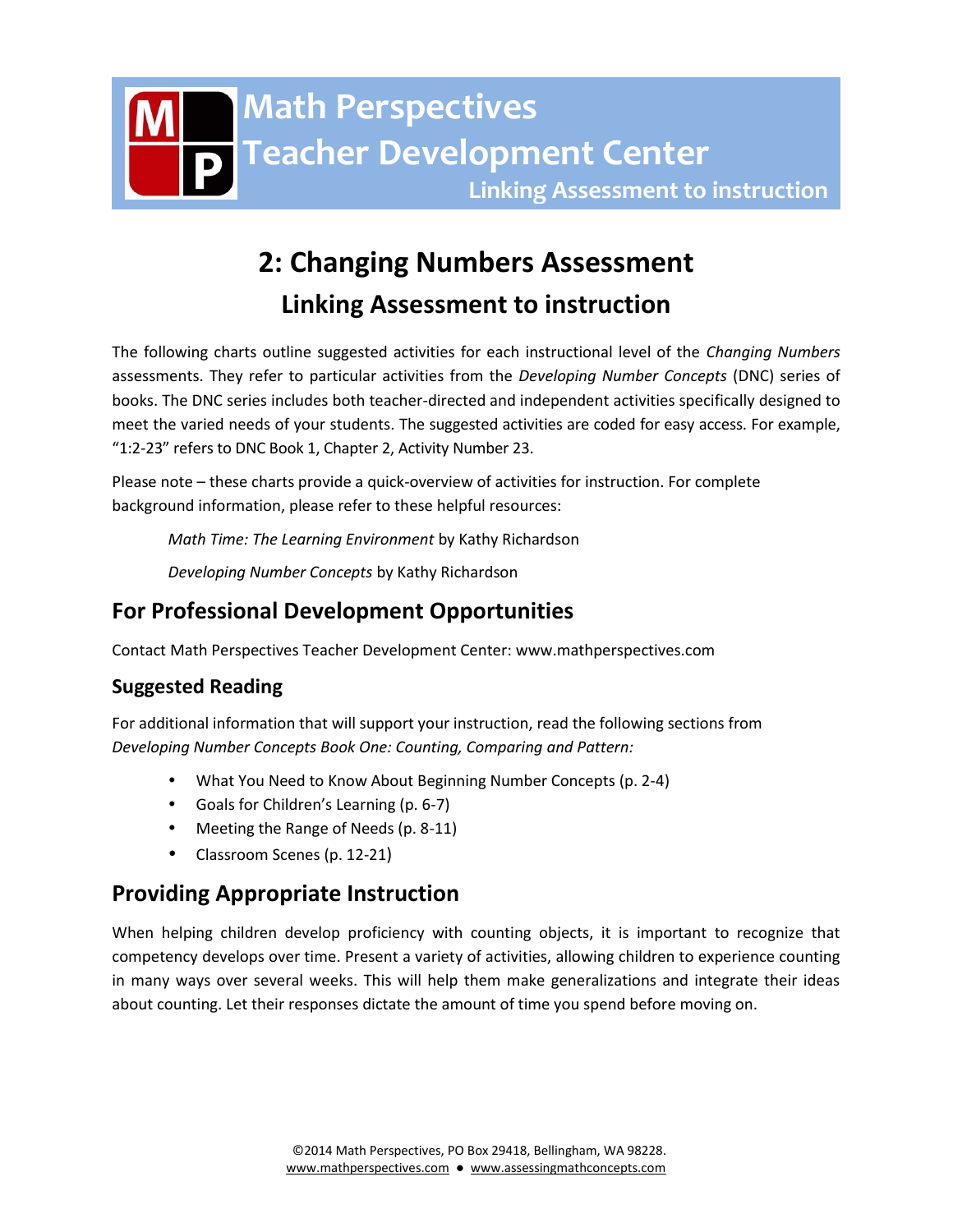# Math Perspectives Teacher Development Center

Linking Assessment to instruction

# 2: Changing Numbers Assessment

## Linking Assessment to instruction

The following charts outline suggested activities for each instructional level of the *Changing Numbers* assessments. They refer to particular activities from the *Developing Number Concepts* (DNC) series of books. The DNC series includes both teacher-directed and independent activities specifically designed to meet the varied needs of your students. The suggested activities are coded for easy access. For example, "1:2-23" refers to DNC Book 1, Chapter 2, Activity Number 23.

Please note – these charts provide a quick-overview of activities for instruction. For complete background information, please refer to these helpful resources:

> *Math Time: The Learning Environment* by Kathy Richardson
>
> *Developing Number Concepts* by Kathy Richardson

## For Professional Development Opportunities

Contact Math Perspectives Teacher Development Center: www.mathperspectives.com

### Suggested Reading

For additional information that will support your instruction, read the following sections from *Developing Number Concepts Book One: Counting, Comparing and Pattern:*

- What You Need to Know About Beginning Number Concepts (p. 2-4)
- Goals for Children's Learning (p. 6-7)
- Meeting the Range of Needs (p. 8-11)
- Classroom Scenes (p. 12-21)

## Providing Appropriate Instruction

When helping children develop proficiency with counting objects, it is important to recognize that competency develops over time. Present a variety of activities, allowing children to experience counting in many ways over several weeks. This will help them make generalizations and integrate their ideas about counting. Let their responses dictate the amount of time you spend before moving on.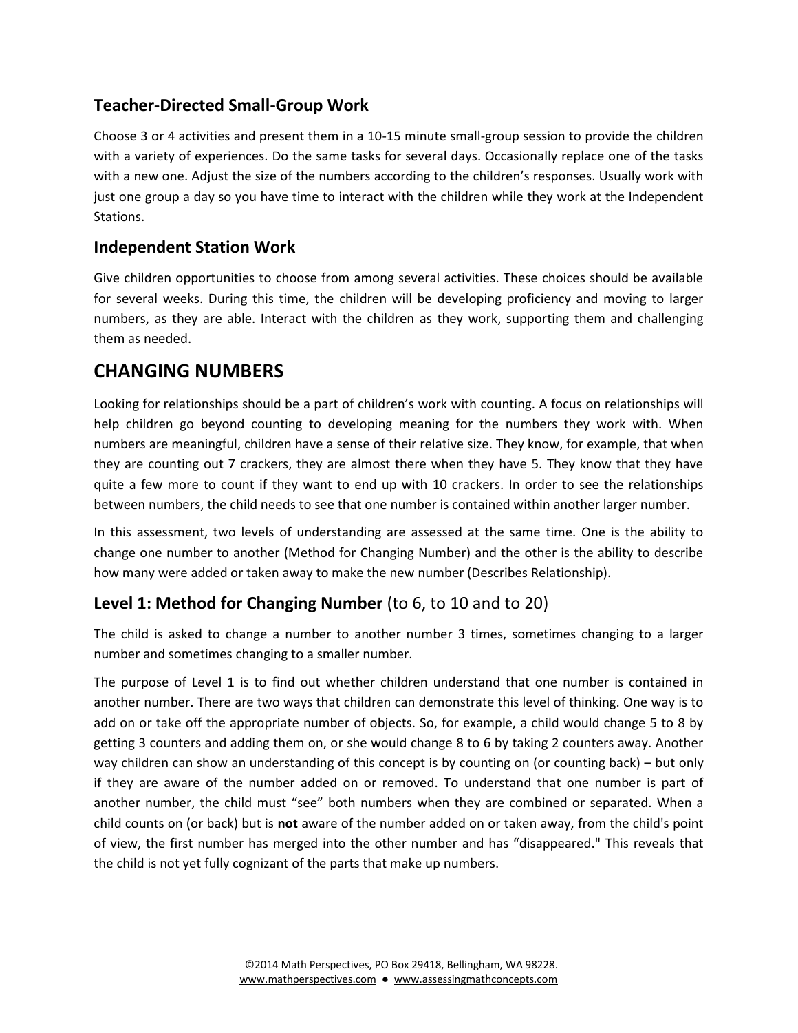### Teacher-Directed Small-Group Work

Choose 3 or 4 activities and present them in a 10-15 minute small-group session to provide the children with a variety of experiences. Do the same tasks for several days. Occasionally replace one of the tasks with a new one. Adjust the size of the numbers according to the children's responses. Usually work with just one group a day so you have time to interact with the children while they work at the Independent Stations.

### Independent Station Work

Give children opportunities to choose from among several activities. These choices should be available for several weeks. During this time, the children will be developing proficiency and moving to larger numbers, as they are able. Interact with the children as they work, supporting them and challenging them as needed.

## CHANGING NUMBERS

Looking for relationships should be a part of children's work with counting. A focus on relationships will help children go beyond counting to developing meaning for the numbers they work with. When numbers are meaningful, children have a sense of their relative size. They know, for example, that when they are counting out 7 crackers, they are almost there when they have 5. They know that they have quite a few more to count if they want to end up with 10 crackers. In order to see the relationships between numbers, the child needs to see that one number is contained within another larger number.

In this assessment, two levels of understanding are assessed at the same time. One is the ability to change one number to another (Method for Changing Number) and the other is the ability to describe how many were added or taken away to make the new number (Describes Relationship).

### Level 1: Method for Changing Number (to 6, to 10 and to 20)

The child is asked to change a number to another number 3 times, sometimes changing to a larger number and sometimes changing to a smaller number.

The purpose of Level 1 is to find out whether children understand that one number is contained in another number. There are two ways that children can demonstrate this level of thinking. One way is to add on or take off the appropriate number of objects. So, for example, a child would change 5 to 8 by getting 3 counters and adding them on, or she would change 8 to 6 by taking 2 counters away. Another way children can show an understanding of this concept is by counting on (or counting back) – but only if they are aware of the number added on or removed. To understand that one number is part of another number, the child must "see" both numbers when they are combined or separated. When a child counts on (or back) but is **not** aware of the number added on or taken away, from the child's point of view, the first number has merged into the other number and has "disappeared." This reveals that the child is not yet fully cognizant of the parts that make up numbers.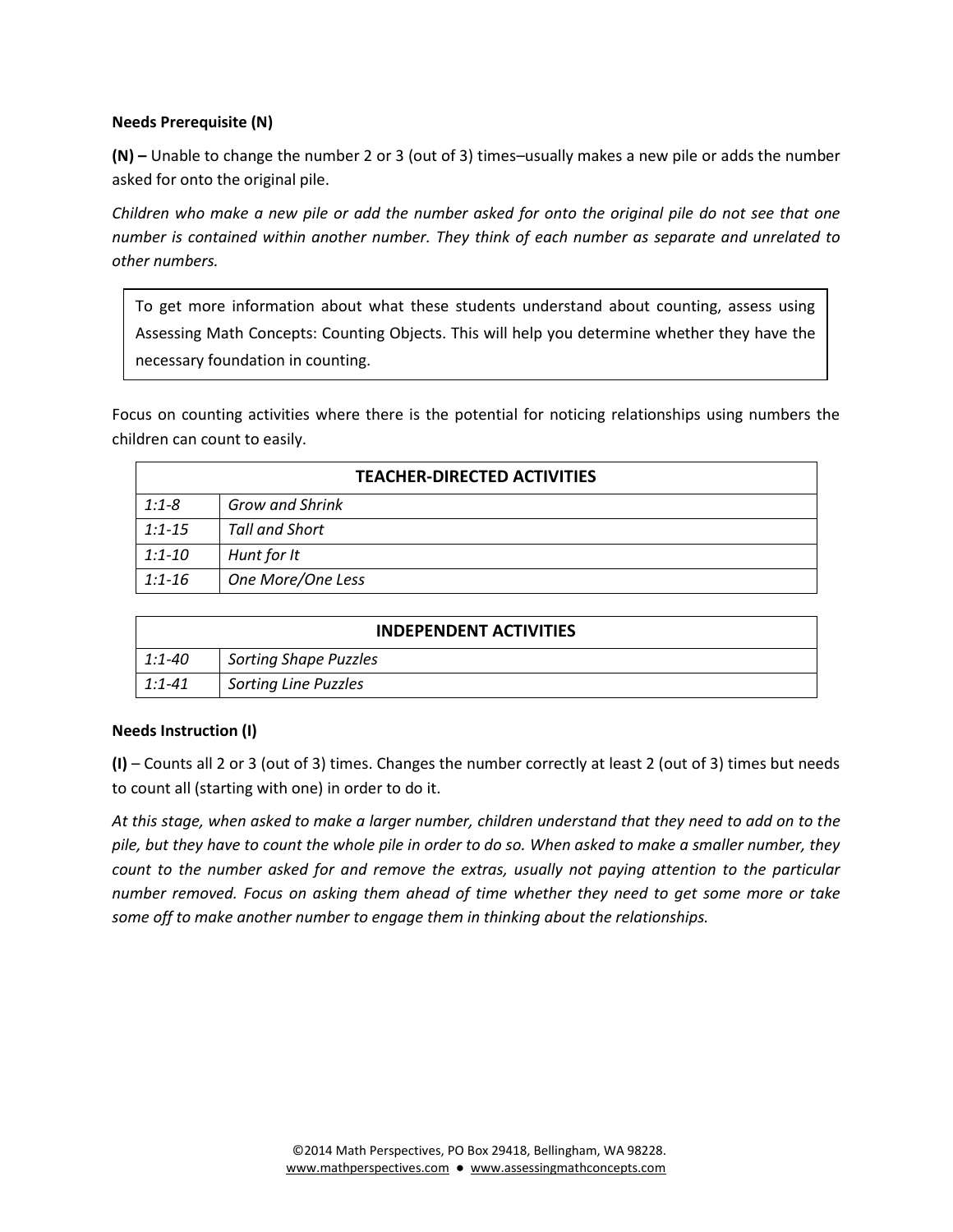**Needs Prerequisite (N)**

**(N) –** Unable to change the number 2 or 3 (out of 3) times–usually makes a new pile or adds the number asked for onto the original pile.

*Children who make a new pile or add the number asked for onto the original pile do not see that one number is contained within another number. They think of each number as separate and unrelated to other numbers.*

> To get more information about what these students understand about counting, assess using Assessing Math Concepts: Counting Objects. This will help you determine whether they have the necessary foundation in counting.

Focus on counting activities where there is the potential for noticing relationships using numbers the children can count to easily.

| TEACHER-DIRECTED ACTIVITIES | |
|---|---|
| *1:1-8* | *Grow and Shrink* |
| *1:1-15* | *Tall and Short* |
| *1:1-10* | *Hunt for It* |
| *1:1-16* | *One More/One Less* |

| INDEPENDENT ACTIVITIES | |
|---|---|
| *1:1-40* | *Sorting Shape Puzzles* |
| *1:1-41* | *Sorting Line Puzzles* |

**Needs Instruction (I)**

**(I)** – Counts all 2 or 3 (out of 3) times. Changes the number correctly at least 2 (out of 3) times but needs to count all (starting with one) in order to do it.

*At this stage, when asked to make a larger number, children understand that they need to add on to the pile, but they have to count the whole pile in order to do so. When asked to make a smaller number, they count to the number asked for and remove the extras, usually not paying attention to the particular number removed. Focus on asking them ahead of time whether they need to get some more or take some off to make another number to engage them in thinking about the relationships.*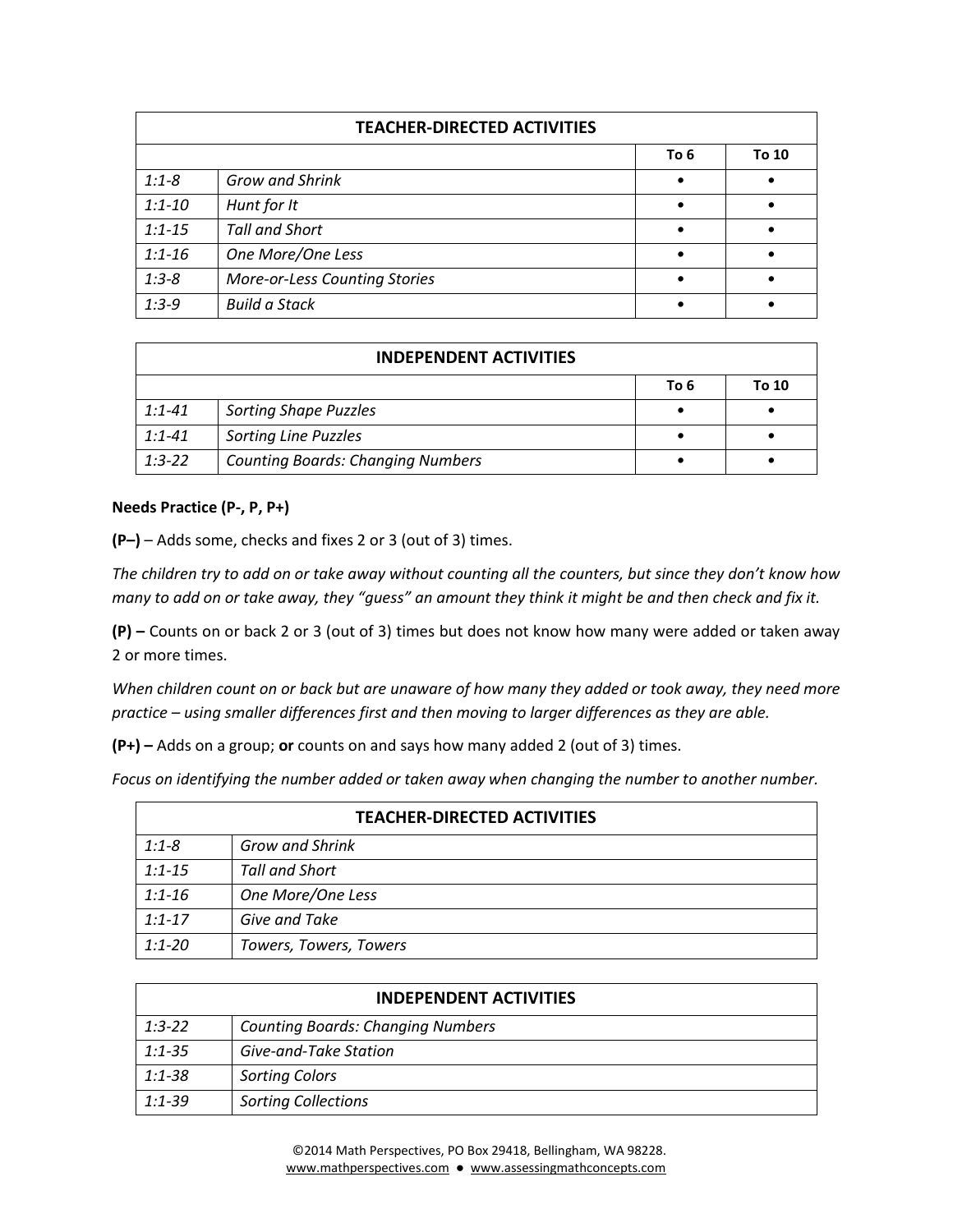| TEACHER-DIRECTED ACTIVITIES | | | |
|---|---|---|---|
| | | To 6 | To 10 |
| *1:1-8* | *Grow and Shrink* | • | • |
| *1:1-10* | *Hunt for It* | • | • |
| *1:1-15* | *Tall and Short* | • | • |
| *1:1-16* | *One More/One Less* | • | • |
| *1:3-8* | *More-or-Less Counting Stories* | • | • |
| *1:3-9* | *Build a Stack* | • | • |

| INDEPENDENT ACTIVITIES | | | |
|---|---|---|---|
| | | To 6 | To 10 |
| *1:1-41* | *Sorting Shape Puzzles* | • | • |
| *1:1-41* | *Sorting Line Puzzles* | • | • |
| *1:3-22* | *Counting Boards: Changing Numbers* | • | • |

**Needs Practice (P-, P, P+)**

**(P–)** – Adds some, checks and fixes 2 or 3 (out of 3) times.

*The children try to add on or take away without counting all the counters, but since they don't know how many to add on or take away, they "guess" an amount they think it might be and then check and fix it.*

**(P) –** Counts on or back 2 or 3 (out of 3) times but does not know how many were added or taken away 2 or more times.

*When children count on or back but are unaware of how many they added or took away, they need more practice – using smaller differences first and then moving to larger differences as they are able.*

**(P+) –** Adds on a group; **or** counts on and says how many added 2 (out of 3) times.

*Focus on identifying the number added or taken away when changing the number to another number.*

| TEACHER-DIRECTED ACTIVITIES | |
|---|---|
| *1:1-8* | *Grow and Shrink* |
| *1:1-15* | *Tall and Short* |
| *1:1-16* | *One More/One Less* |
| *1:1-17* | *Give and Take* |
| *1:1-20* | *Towers, Towers, Towers* |

| INDEPENDENT ACTIVITIES | |
|---|---|
| *1:3-22* | *Counting Boards: Changing Numbers* |
| *1:1-35* | *Give-and-Take Station* |
| *1:1-38* | *Sorting Colors* |
| *1:1-39* | *Sorting Collections* |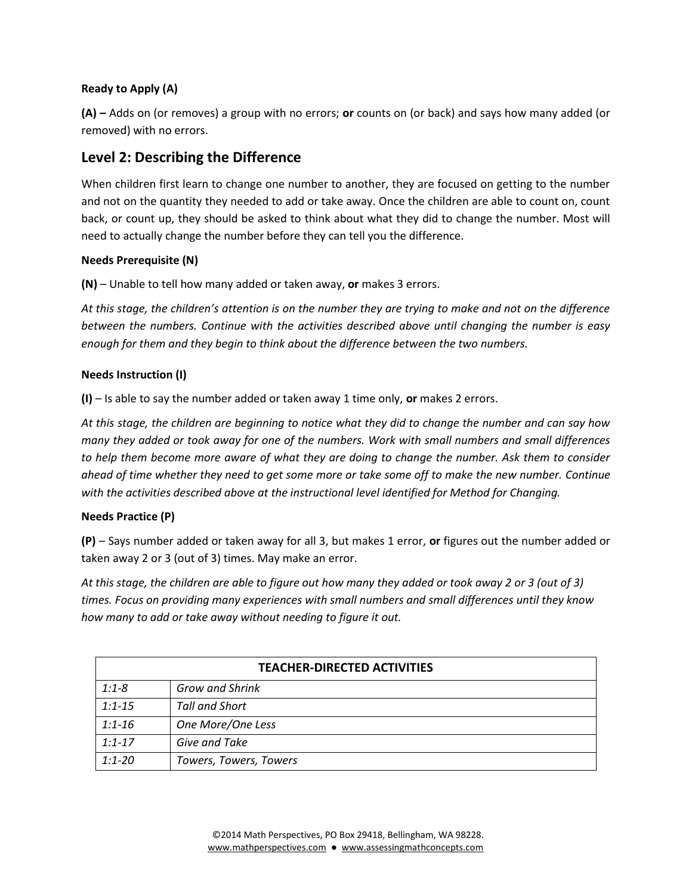**Ready to Apply (A)**

**(A) –** Adds on (or removes) a group with no errors; **or** counts on (or back) and says how many added (or removed) with no errors.

## Level 2: Describing the Difference

When children first learn to change one number to another, they are focused on getting to the number and not on the quantity they needed to add or take away. Once the children are able to count on, count back, or count up, they should be asked to think about what they did to change the number. Most will need to actually change the number before they can tell you the difference.

**Needs Prerequisite (N)**

**(N)** – Unable to tell how many added or taken away, **or** makes 3 errors.

*At this stage, the children's attention is on the number they are trying to make and not on the difference between the numbers. Continue with the activities described above until changing the number is easy enough for them and they begin to think about the difference between the two numbers.*

**Needs Instruction (I)**

**(I)** – Is able to say the number added or taken away 1 time only, **or** makes 2 errors.

*At this stage, the children are beginning to notice what they did to change the number and can say how many they added or took away for one of the numbers. Work with small numbers and small differences to help them become more aware of what they are doing to change the number. Ask them to consider ahead of time whether they need to get some more or take some off to make the new number. Continue with the activities described above at the instructional level identified for Method for Changing.*

**Needs Practice (P)**

**(P)** – Says number added or taken away for all 3, but makes 1 error, **or** figures out the number added or taken away 2 or 3 (out of 3) times. May make an error.

*At this stage, the children are able to figure out how many they added or took away 2 or 3 (out of 3) times. Focus on providing many experiences with small numbers and small differences until they know how many to add or take away without needing to figure it out.*

| TEACHER-DIRECTED ACTIVITIES | |
|---|---|
| *1:1-8* | *Grow and Shrink* |
| *1:1-15* | *Tall and Short* |
| *1:1-16* | *One More/One Less* |
| *1:1-17* | *Give and Take* |
| *1:1-20* | *Towers, Towers, Towers* |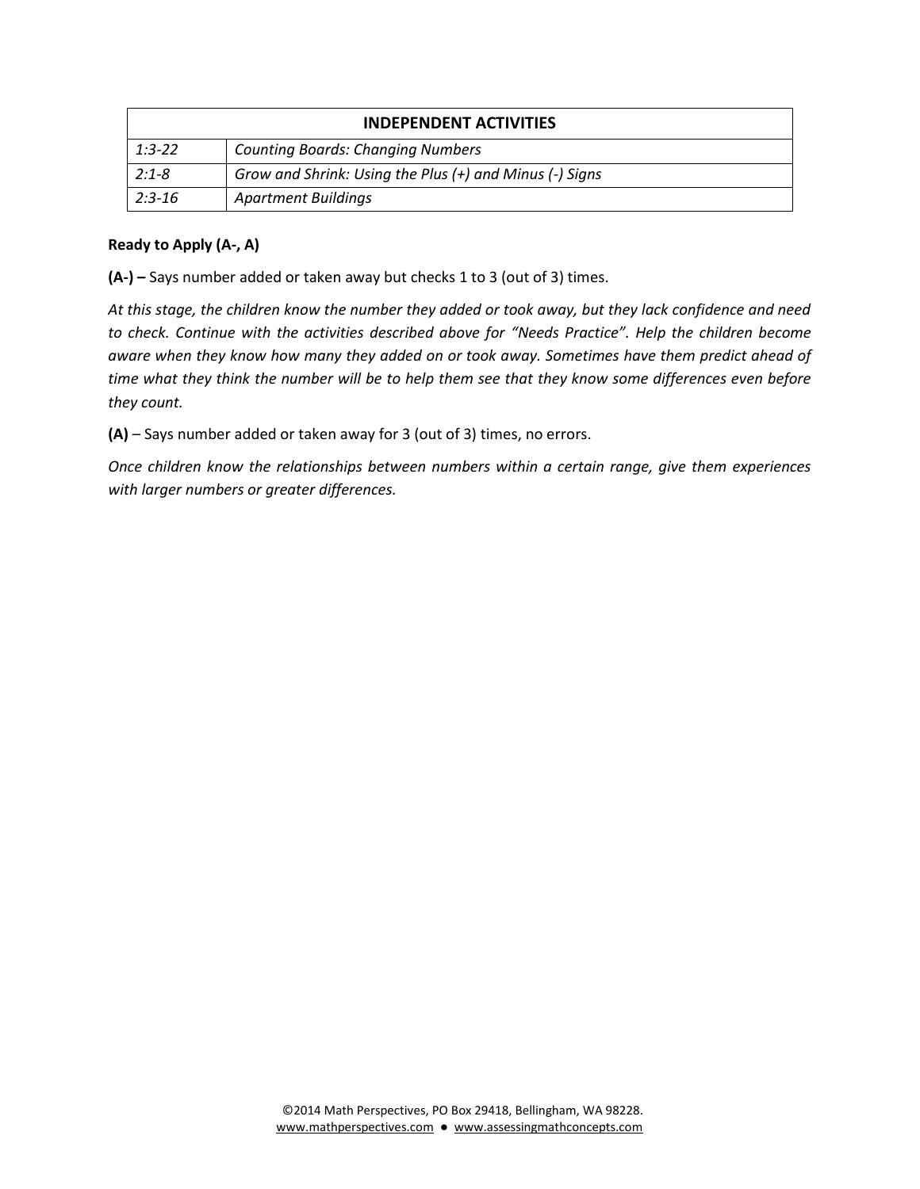| INDEPENDENT ACTIVITIES | |
|---|---|
| *1:3-22* | *Counting Boards: Changing Numbers* |
| *2:1-8* | *Grow and Shrink: Using the Plus (+) and Minus (-) Signs* |
| *2:3-16* | *Apartment Buildings* |

**Ready to Apply (A-, A)**

**(A-) –** Says number added or taken away but checks 1 to 3 (out of 3) times.

*At this stage, the children know the number they added or took away, but they lack confidence and need to check. Continue with the activities described above for "Needs Practice". Help the children become aware when they know how many they added on or took away. Sometimes have them predict ahead of time what they think the number will be to help them see that they know some differences even before they count.*

**(A)** – Says number added or taken away for 3 (out of 3) times, no errors.

*Once children know the relationships between numbers within a certain range, give them experiences with larger numbers or greater differences.*

©2014 Math Perspectives, PO Box 29418, Bellingham, WA 98228.
www.mathperspectives.com ● www.assessingmathconcepts.com